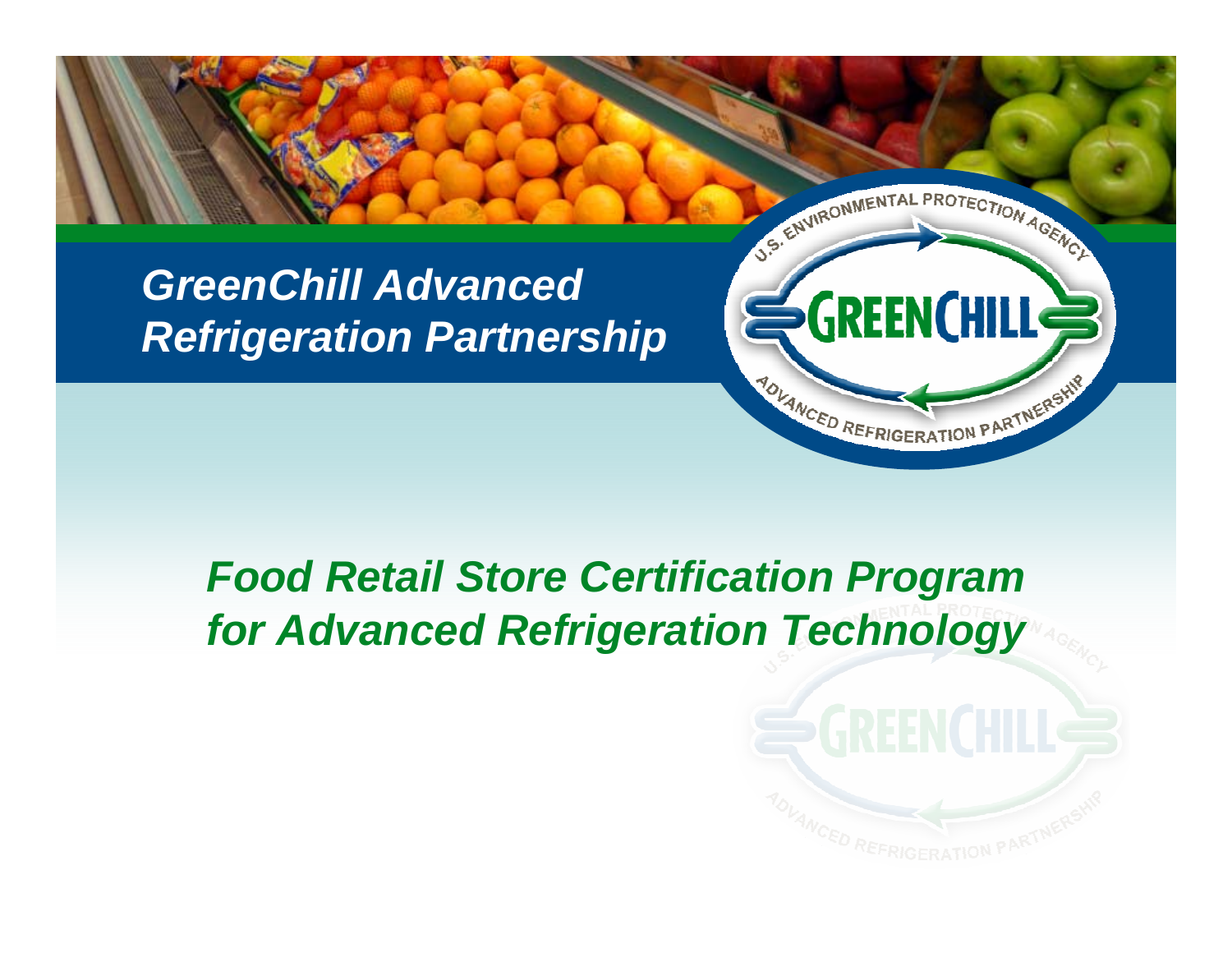# GreenChill Advanced Refrigeration Partnership

## Food Retail Store Certification Program for Advanced Refrigeration Technology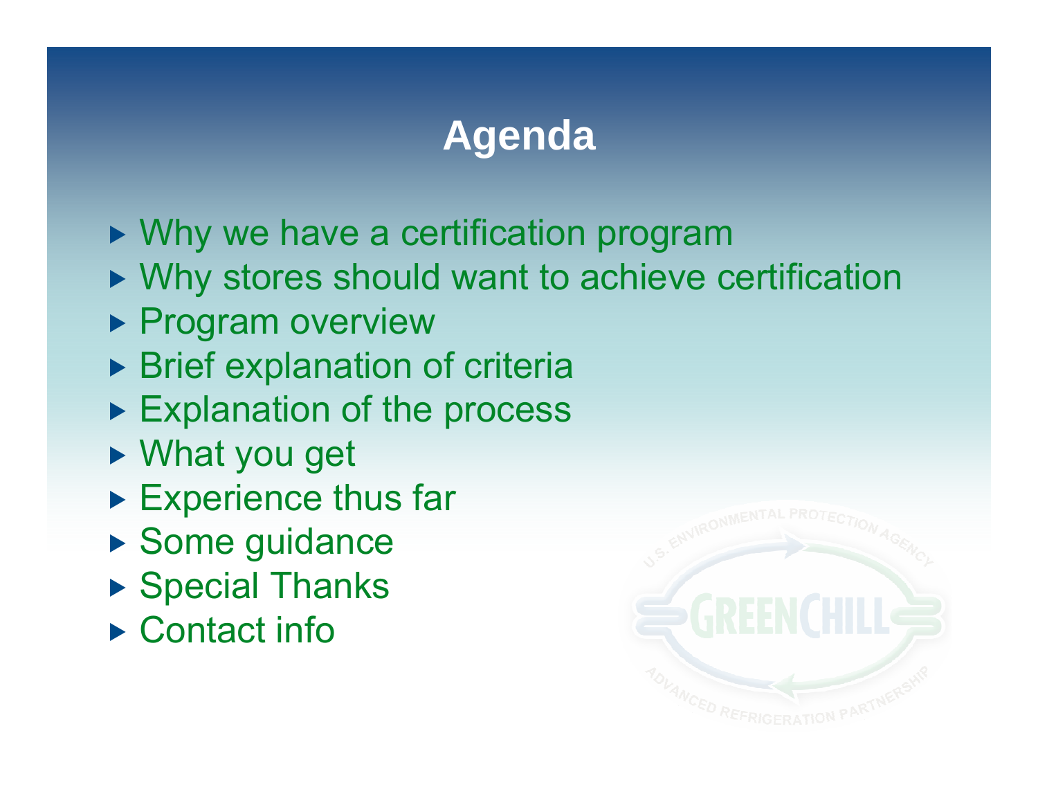# Agenda

- Why we have a certification program
- Why stores should want to achieve certification
- Program overview
- Brief explanation of criteria
- Explanation of the process
- What you get
- Experience thus far
- Some guidance
- Special Thanks
- Contact info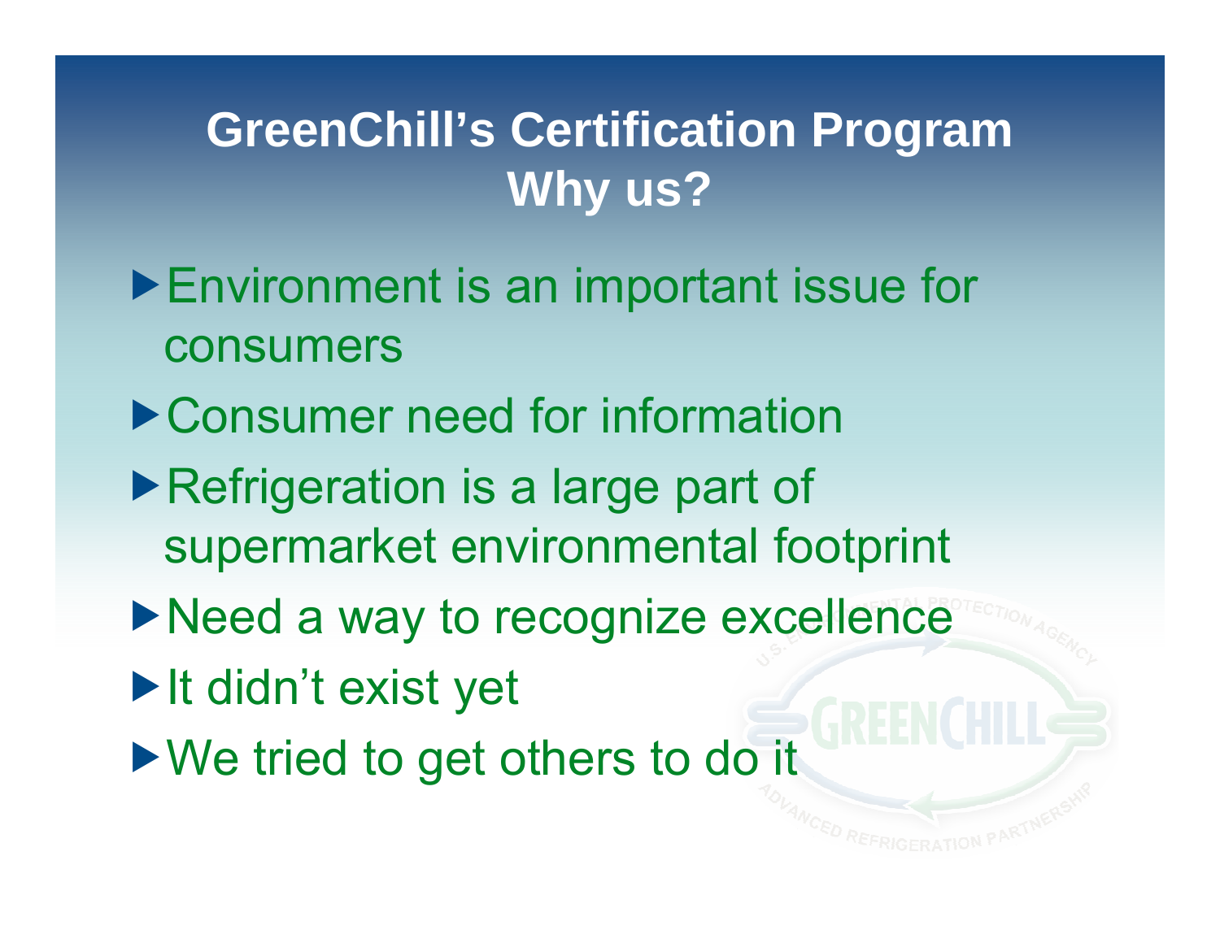# GreenChill's Certification Program
## Why us?

- Environment is an important issue for consumers
- Consumer need for information
- Refrigeration is a large part of supermarket environmental footprint
- Need a way to recognize excellence
- It didn't exist yet
- We tried to get others to do it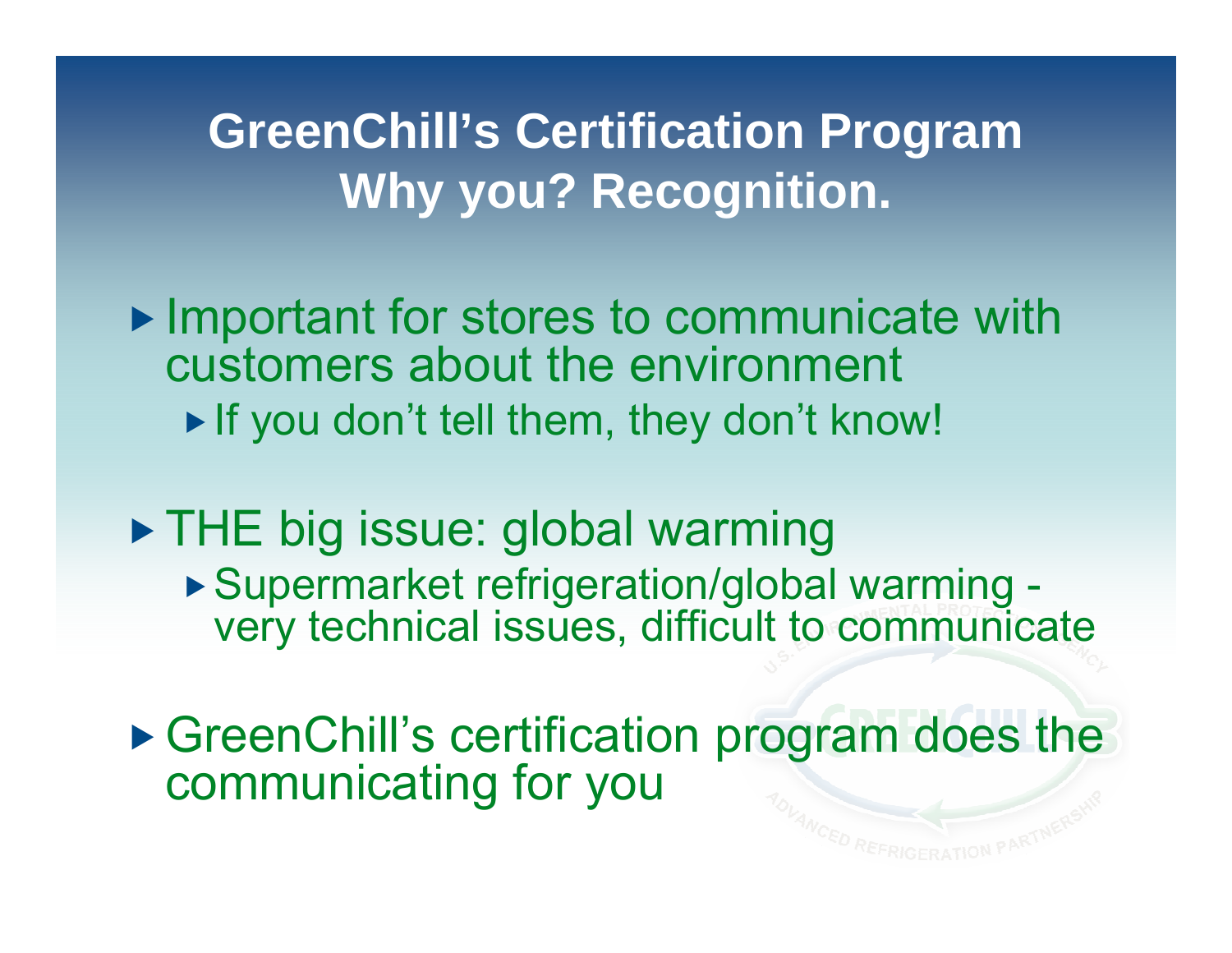# GreenChill's Certification Program
## Why you? Recognition.

- Important for stores to communicate with customers about the environment
  - If you don't tell them, they don't know!
- THE big issue: global warming
  - Supermarket refrigeration/global warming - very technical issues, difficult to communicate
- GreenChill's certification program does the communicating for you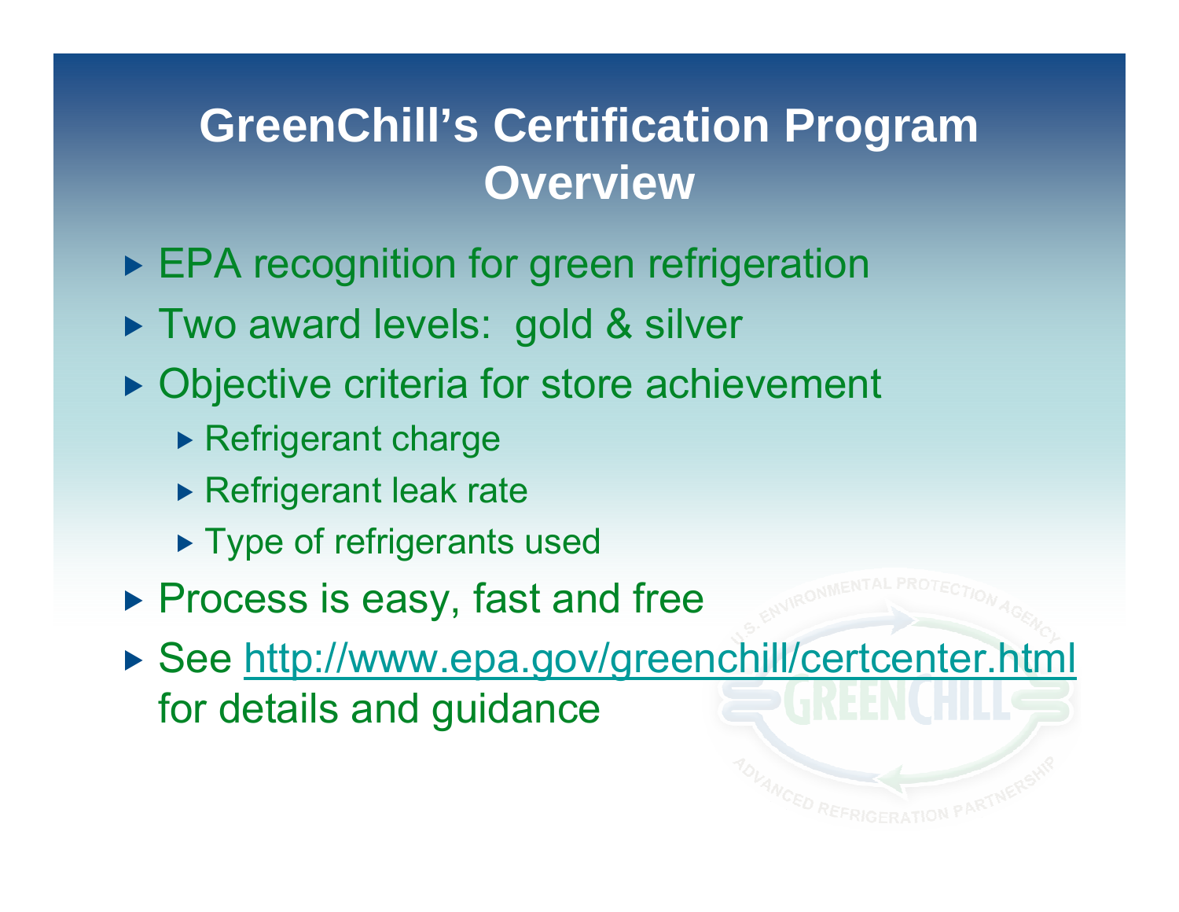# GreenChill's Certification Program Overview

- EPA recognition for green refrigeration
- Two award levels: gold & silver
- Objective criteria for store achievement
  - Refrigerant charge
  - Refrigerant leak rate
  - Type of refrigerants used
- Process is easy, fast and free
- See http://www.epa.gov/greenchill/certcenter.html for details and guidance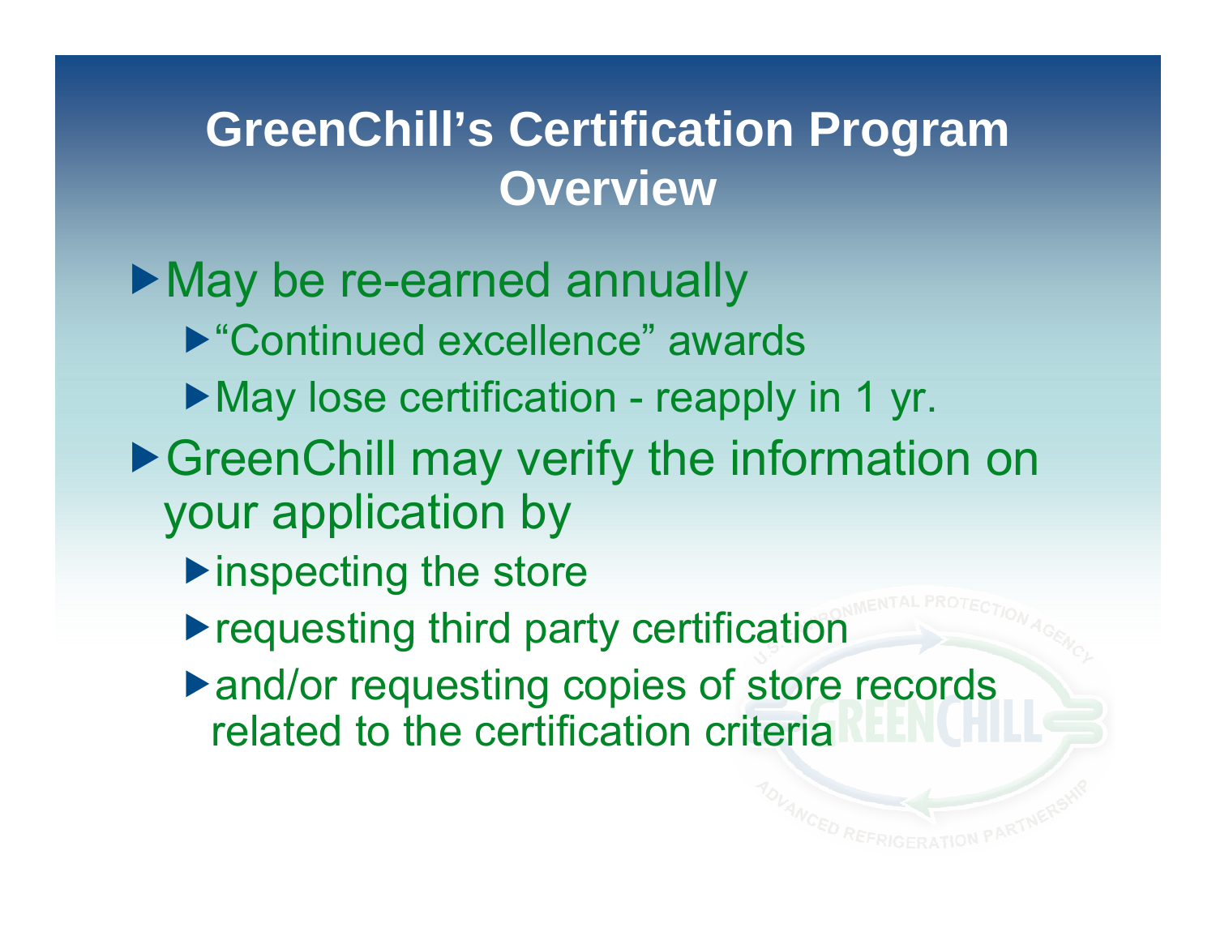# GreenChill's Certification Program Overview

- May be re-earned annually
  - "Continued excellence" awards
  - May lose certification - reapply in 1 yr.
- GreenChill may verify the information on your application by
  - inspecting the store
  - requesting third party certification
  - and/or requesting copies of store records related to the certification criteria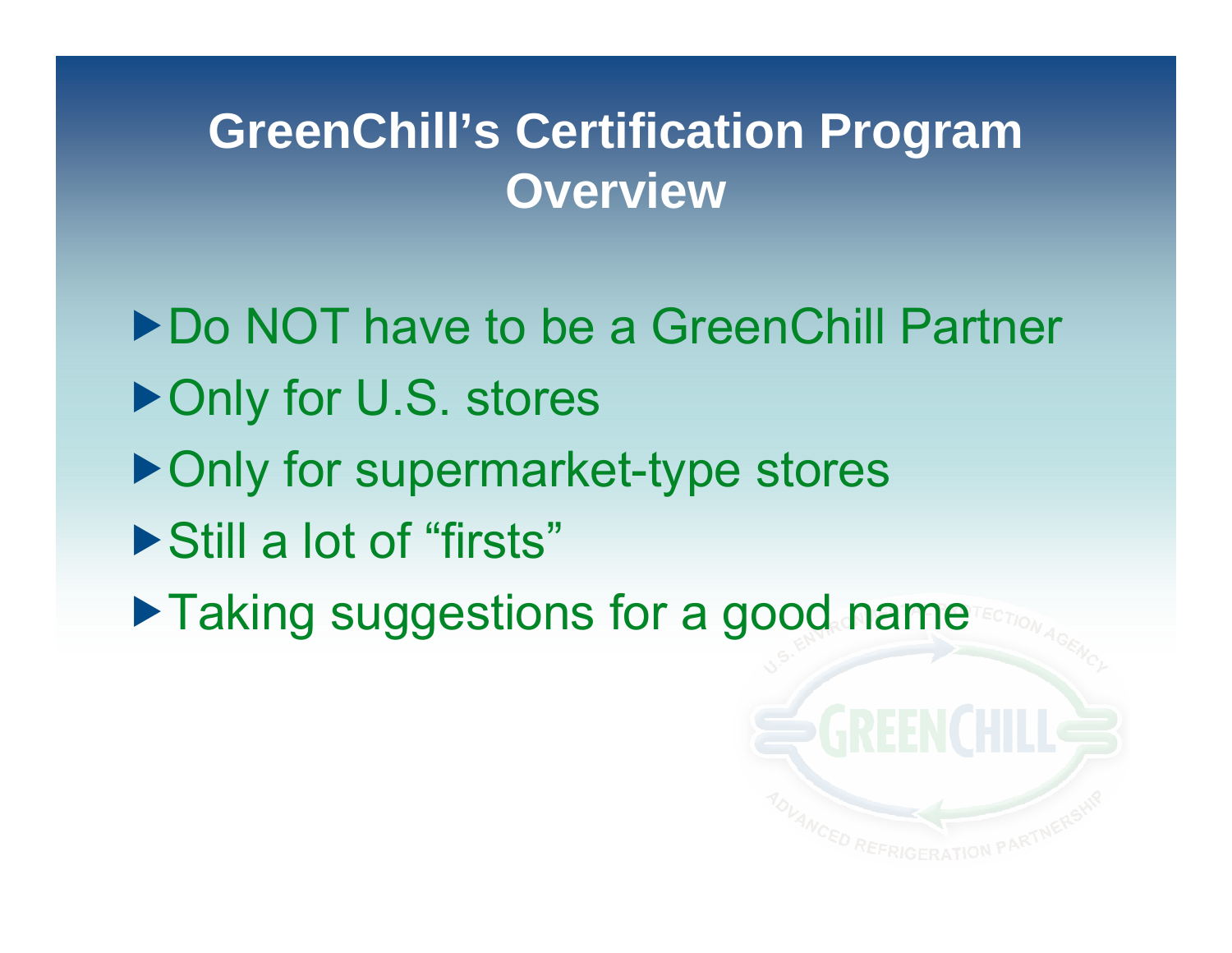# GreenChill's Certification Program Overview

- Do NOT have to be a GreenChill Partner
- Only for U.S. stores
- Only for supermarket-type stores
- Still a lot of "firsts"
- Taking suggestions for a good name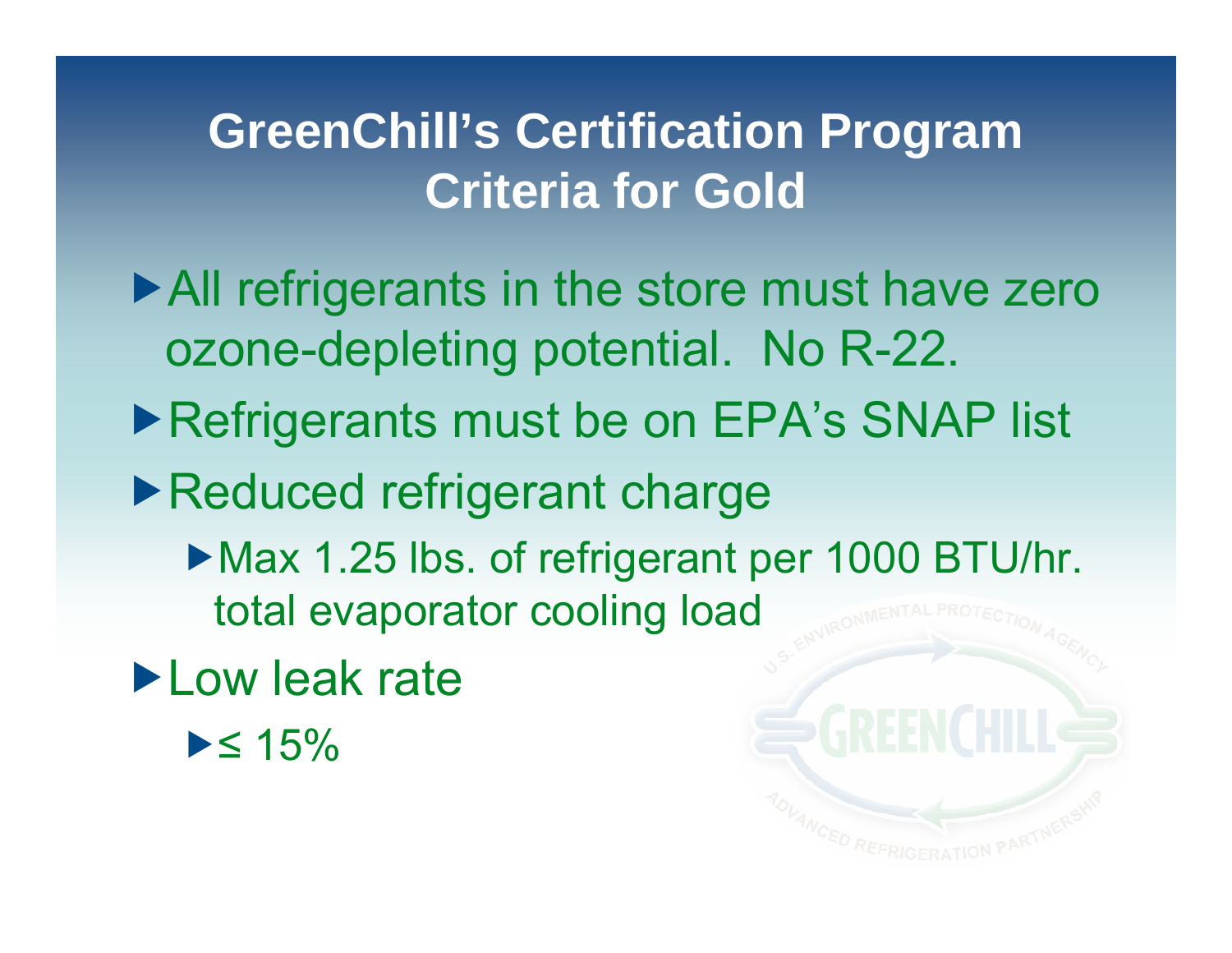# GreenChill's Certification Program Criteria for Gold

- All refrigerants in the store must have zero ozone-depleting potential. No R-22.
- Refrigerants must be on EPA's SNAP list
- Reduced refrigerant charge
  - Max 1.25 lbs. of refrigerant per 1000 BTU/hr. total evaporator cooling load
- Low leak rate
  - ≤ 15%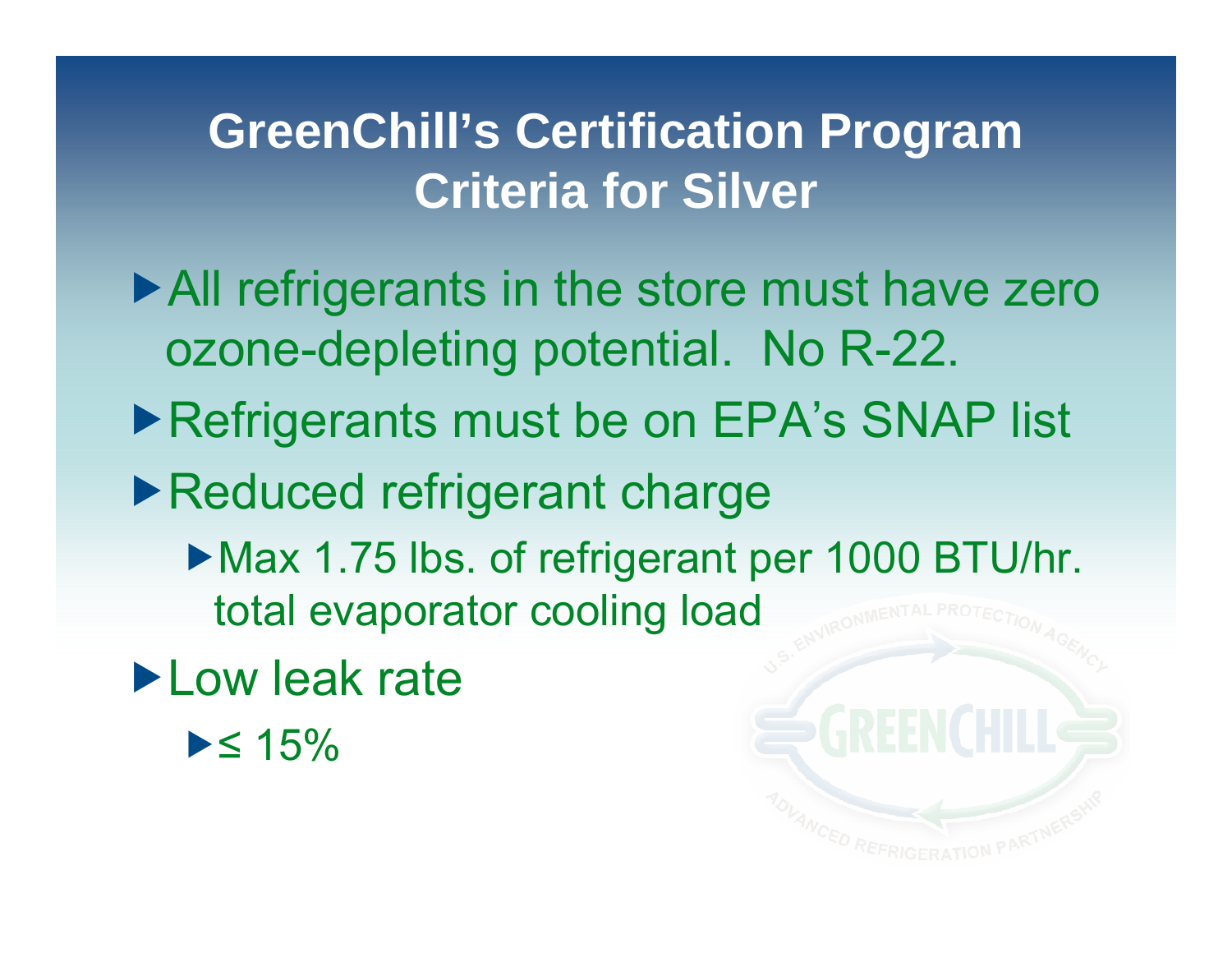# GreenChill's Certification Program Criteria for Silver

- All refrigerants in the store must have zero ozone-depleting potential. No R-22.
- Refrigerants must be on EPA's SNAP list
- Reduced refrigerant charge
  - Max 1.75 lbs. of refrigerant per 1000 BTU/hr. total evaporator cooling load
- Low leak rate
  - ≤ 15%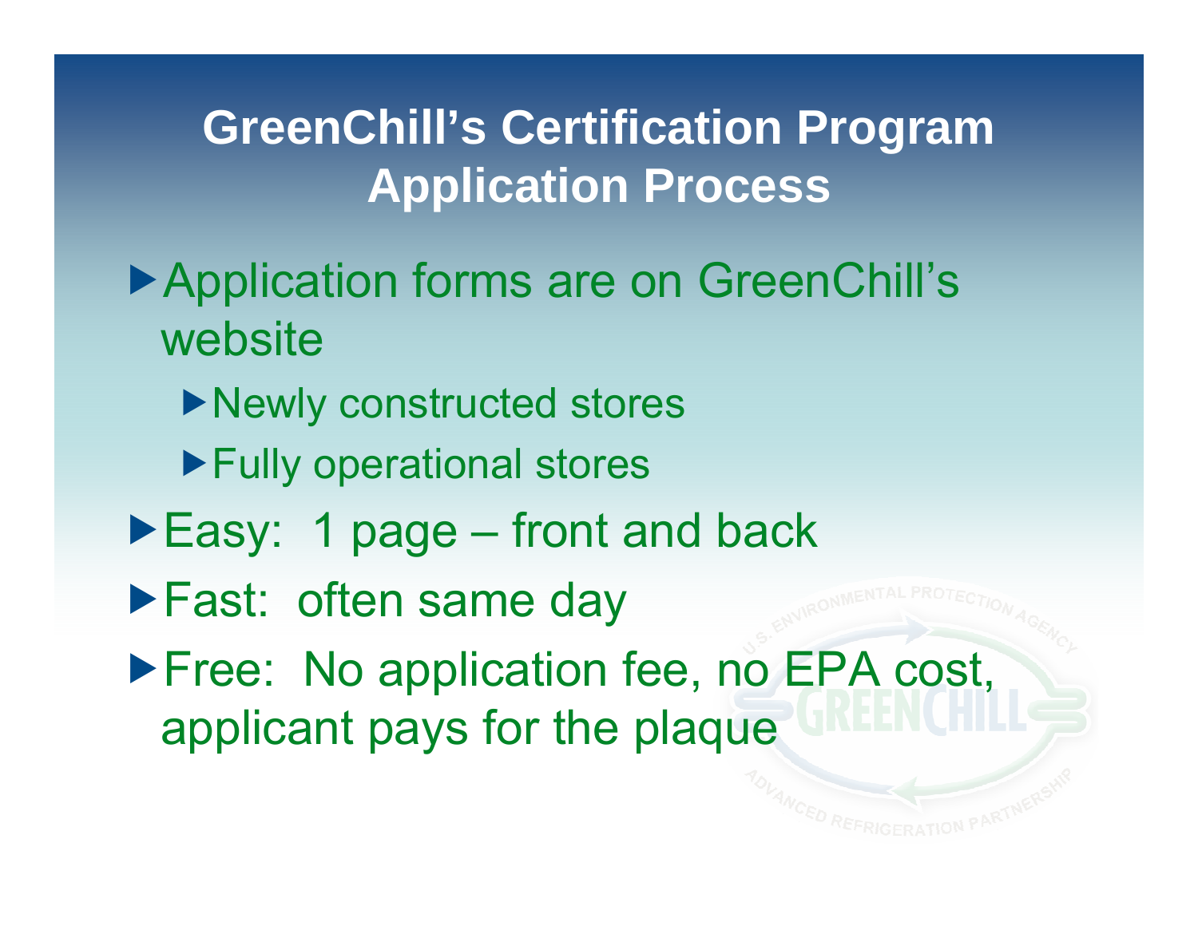# GreenChill's Certification Program Application Process

- Application forms are on GreenChill's website
  - Newly constructed stores
  - Fully operational stores
- Easy: 1 page – front and back
- Fast: often same day
- Free: No application fee, no EPA cost, applicant pays for the plaque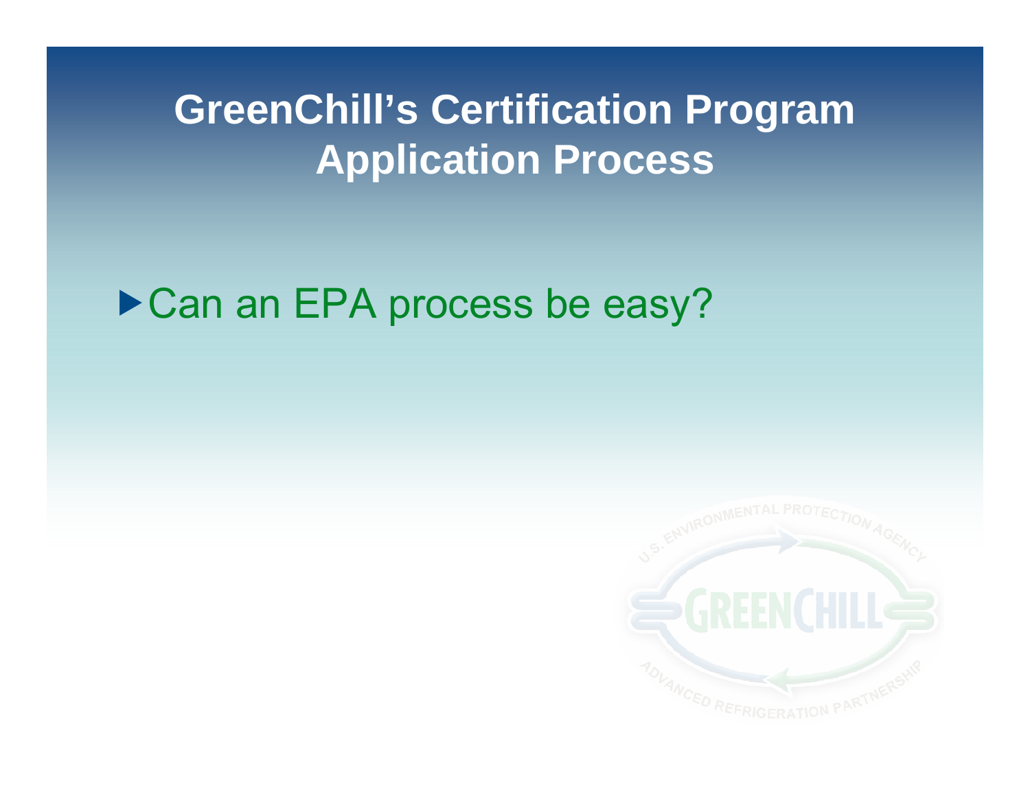# GreenChill's Certification Program Application Process

- Can an EPA process be easy?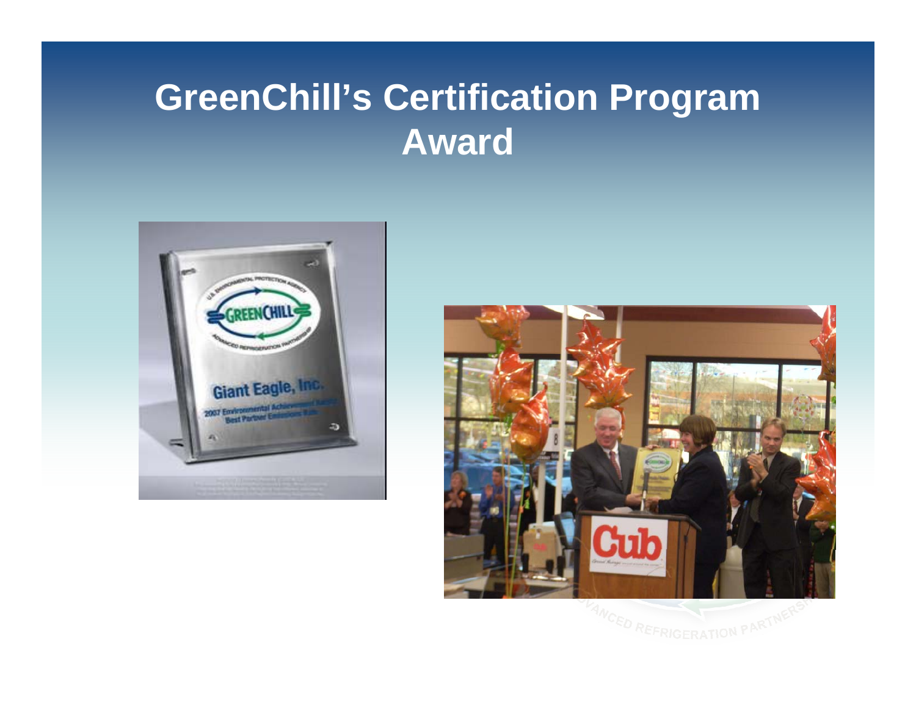# GreenChill's Certification Program Award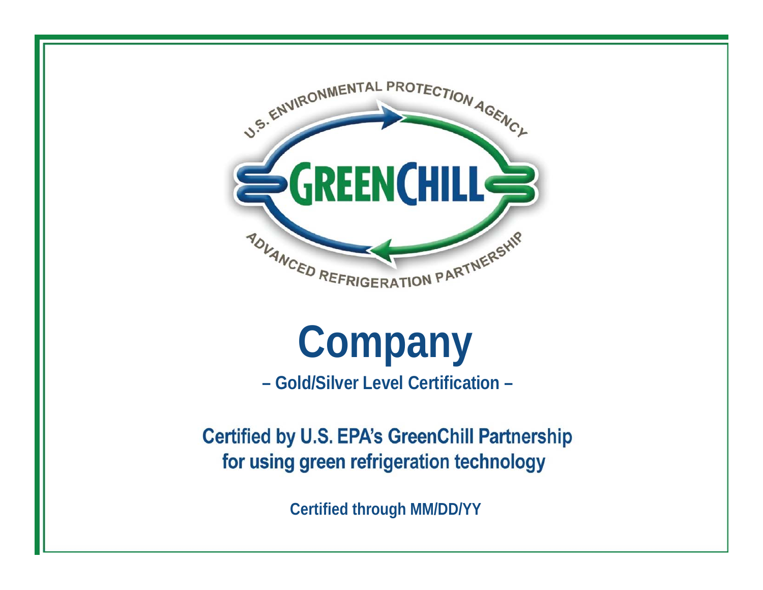U.S. ENVIRONMENTAL PROTECTION AGENCY

GREENCHILL

ADVANCED REFRIGERATION PARTNERSHIP

# Company

**– Gold/Silver Level Certification –**

**Certified by U.S. EPA's GreenChill Partnership for using green refrigeration technology**

**Certified through MM/DD/YY**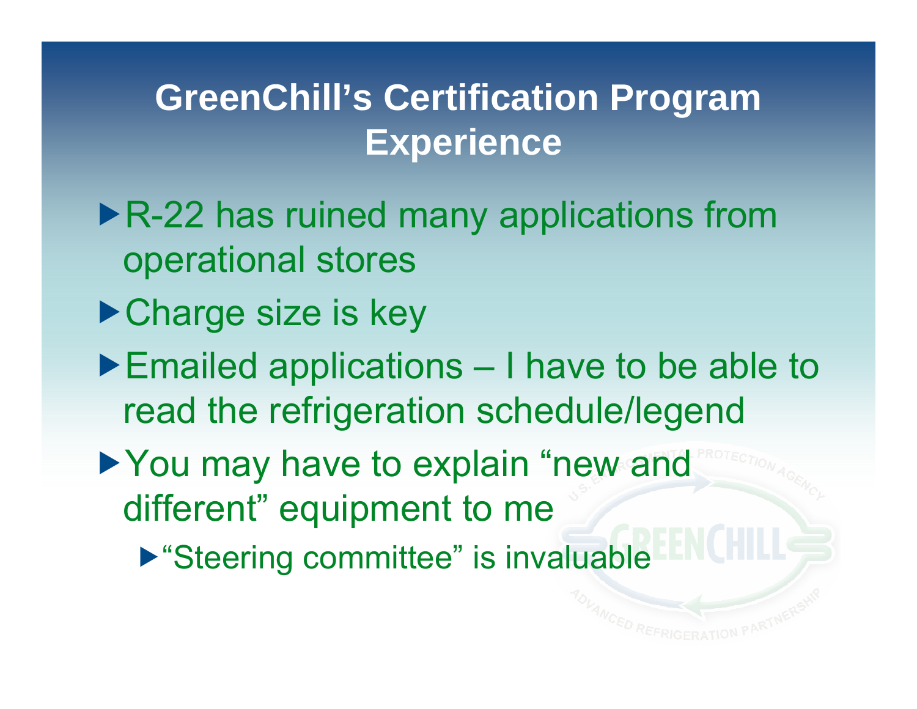# GreenChill's Certification Program Experience

- R-22 has ruined many applications from operational stores
- Charge size is key
- Emailed applications – I have to be able to read the refrigeration schedule/legend
- You may have to explain "new and different" equipment to me
  - "Steering committee" is invaluable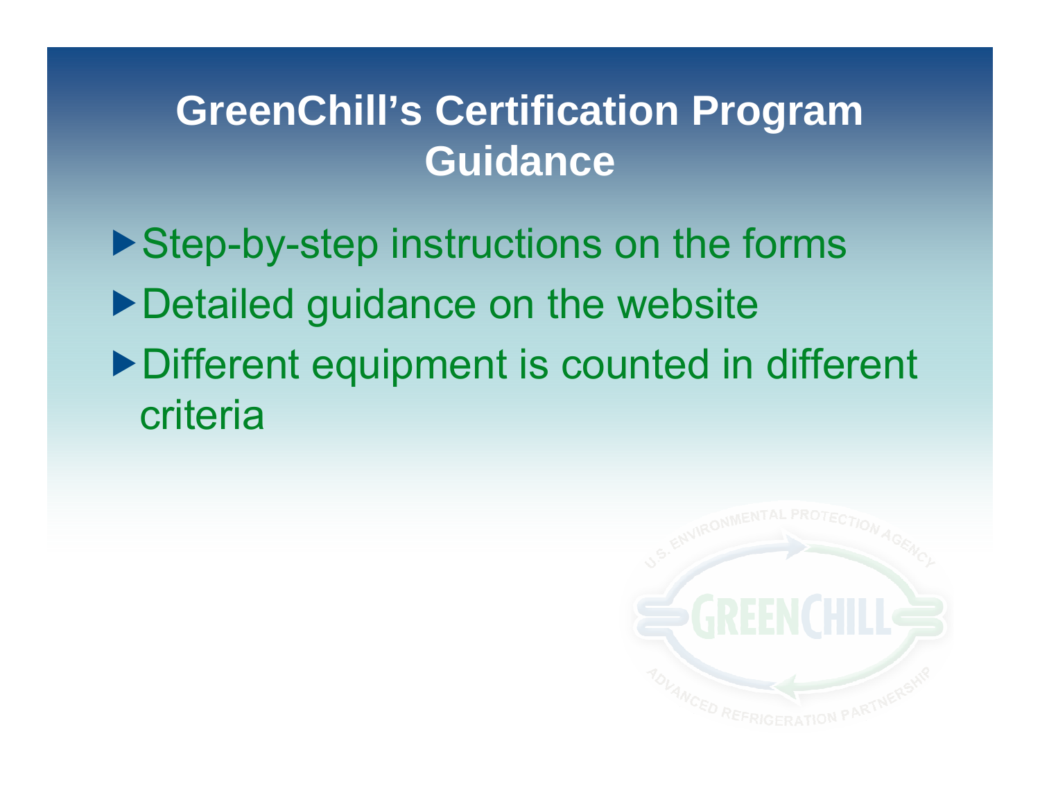# GreenChill's Certification Program Guidance

- Step-by-step instructions on the forms
- Detailed guidance on the website
- Different equipment is counted in different criteria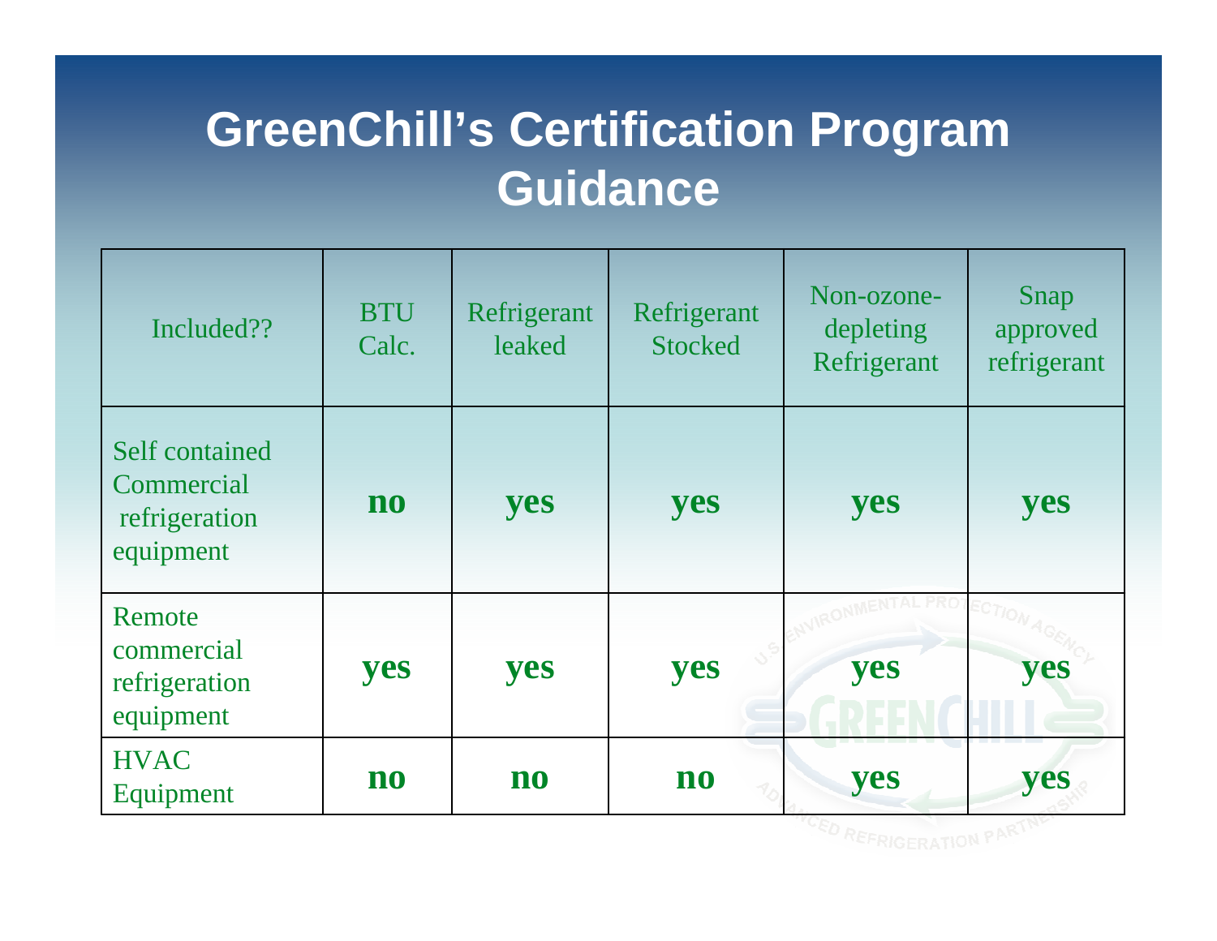# GreenChill's Certification Program Guidance

| Included?? | BTU Calc. | Refrigerant leaked | Refrigerant Stocked | Non-ozone-depleting Refrigerant | Snap approved refrigerant |
|---|---|---|---|---|---|
| Self contained Commercial refrigeration equipment | **no** | **yes** | **yes** | **yes** | **yes** |
| Remote commercial refrigeration equipment | **yes** | **yes** | **yes** | **yes** | **yes** |
| HVAC Equipment | **no** | **no** | **no** | **yes** | **yes** |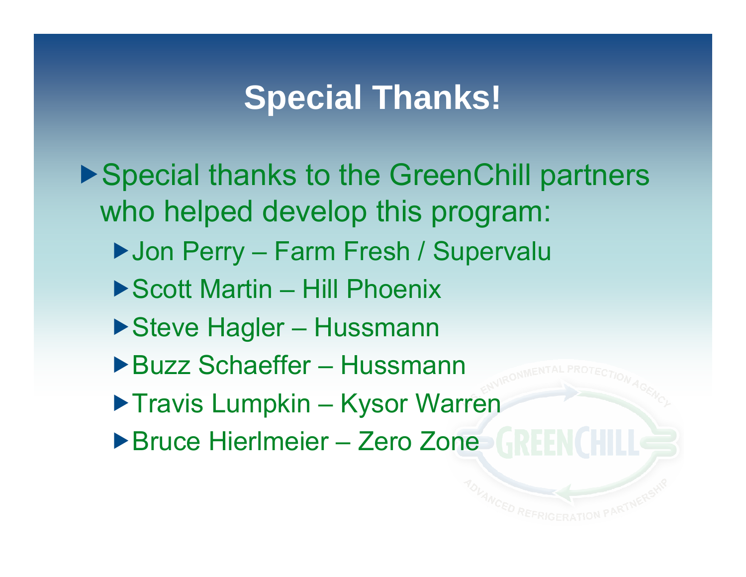# Special Thanks!

- Special thanks to the GreenChill partners who helped develop this program:
  - Jon Perry – Farm Fresh / Supervalu
  - Scott Martin – Hill Phoenix
  - Steve Hagler – Hussmann
  - Buzz Schaeffer – Hussmann
  - Travis Lumpkin – Kysor Warren
  - Bruce Hierlmeier – Zero Zone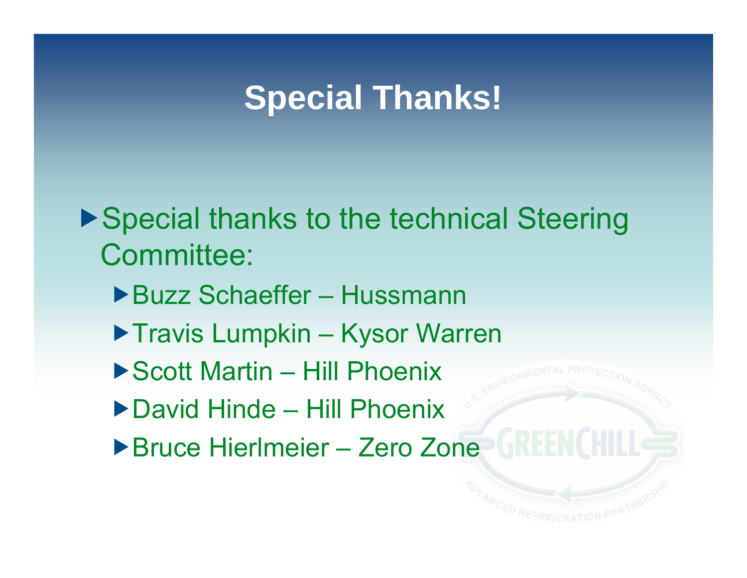# Special Thanks!

- Special thanks to the technical Steering Committee:
  - Buzz Schaeffer – Hussmann
  - Travis Lumpkin – Kysor Warren
  - Scott Martin – Hill Phoenix
  - David Hinde – Hill Phoenix
  - Bruce Hierlmeier – Zero Zone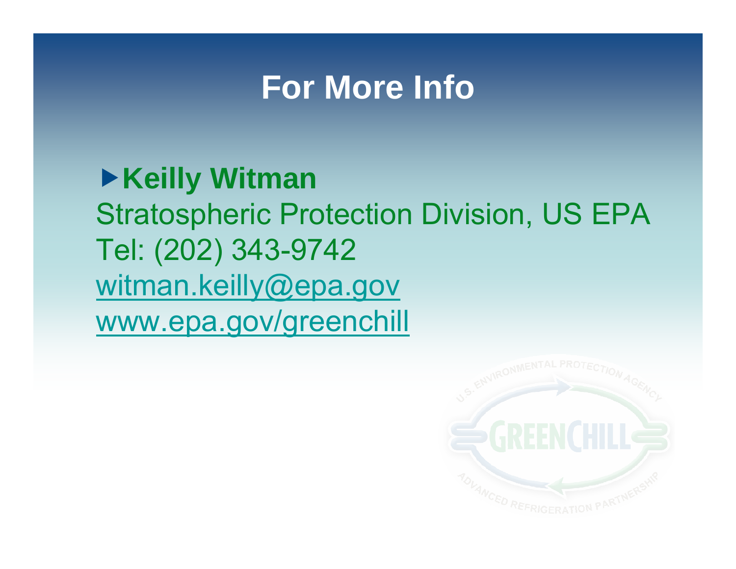# For More Info

- **Keilly Witman**
  Stratospheric Protection Division, US EPA
  Tel: (202) 343-9742
  witman.keilly@epa.gov
  www.epa.gov/greenchill